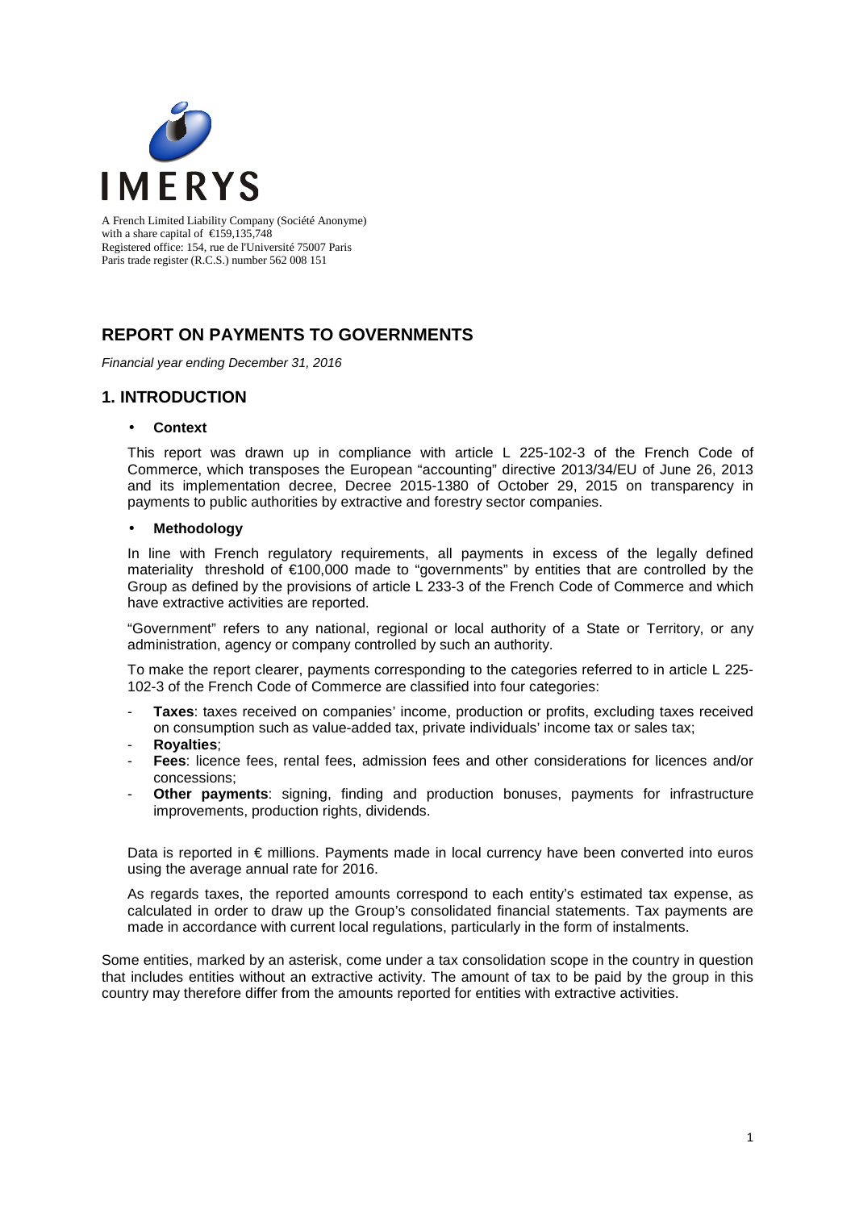IMERYS

A French Limited Liability Company (Société Anonyme)
with a share capital of €159,135,748
Registered office: 154, rue de l'Université 75007 Paris
Paris trade register (R.C.S.) number 562 008 151

# REPORT ON PAYMENTS TO GOVERNMENTS

*Financial year ending December 31, 2016*

## 1. INTRODUCTION

- **Context**

This report was drawn up in compliance with article L 225-102-3 of the French Code of Commerce, which transposes the European "accounting" directive 2013/34/EU of June 26, 2013 and its implementation decree, Decree 2015-1380 of October 29, 2015 on transparency in payments to public authorities by extractive and forestry sector companies.

- **Methodology**

In line with French regulatory requirements, all payments in excess of the legally defined materiality threshold of €100,000 made to "governments" by entities that are controlled by the Group as defined by the provisions of article L 233-3 of the French Code of Commerce and which have extractive activities are reported.

"Government" refers to any national, regional or local authority of a State or Territory, or any administration, agency or company controlled by such an authority.

To make the report clearer, payments corresponding to the categories referred to in article L 225-102-3 of the French Code of Commerce are classified into four categories:

- **Taxes**: taxes received on companies' income, production or profits, excluding taxes received on consumption such as value-added tax, private individuals' income tax or sales tax;
- **Royalties**;
- **Fees**: licence fees, rental fees, admission fees and other considerations for licences and/or concessions;
- **Other payments**: signing, finding and production bonuses, payments for infrastructure improvements, production rights, dividends.

Data is reported in € millions. Payments made in local currency have been converted into euros using the average annual rate for 2016.

As regards taxes, the reported amounts correspond to each entity's estimated tax expense, as calculated in order to draw up the Group's consolidated financial statements. Tax payments are made in accordance with current local regulations, particularly in the form of instalments.

Some entities, marked by an asterisk, come under a tax consolidation scope in the country in question that includes entities without an extractive activity. The amount of tax to be paid by the group in this country may therefore differ from the amounts reported for entities with extractive activities.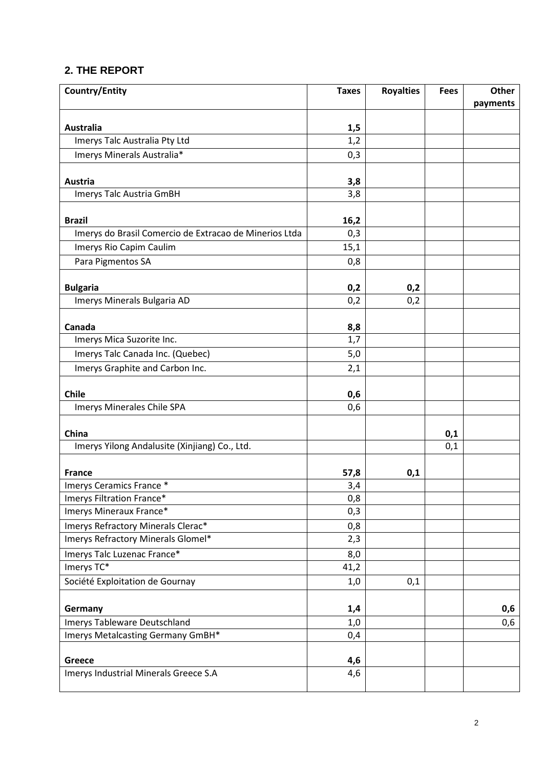## 2. THE REPORT

| Country/Entity | Taxes | Royalties | Fees | Other payments |
|---|---|---|---|---|
| **Australia** | **1,5** | | | |
| Imerys Talc Australia Pty Ltd | 1,2 | | | |
| Imerys Minerals Australia* | 0,3 | | | |
| **Austria** | **3,8** | | | |
| Imerys Talc Austria GmBH | 3,8 | | | |
| **Brazil** | **16,2** | | | |
| Imerys do Brasil Comercio de Extracao de Minerios Ltda | 0,3 | | | |
| Imerys Rio Capim Caulim | 15,1 | | | |
| Para Pigmentos SA | 0,8 | | | |
| **Bulgaria** | **0,2** | **0,2** | | |
| Imerys Minerals Bulgaria AD | 0,2 | 0,2 | | |
| **Canada** | **8,8** | | | |
| Imerys Mica Suzorite Inc. | 1,7 | | | |
| Imerys Talc Canada Inc. (Quebec) | 5,0 | | | |
| Imerys Graphite and Carbon Inc. | 2,1 | | | |
| **Chile** | **0,6** | | | |
| Imerys Minerales Chile SPA | 0,6 | | | |
| **China** | | | **0,1** | |
| Imerys Yilong Andalusite (Xinjiang) Co., Ltd. | | | 0,1 | |
| **France** | **57,8** | **0,1** | | |
| Imerys Ceramics France * | 3,4 | | | |
| Imerys Filtration France* | 0,8 | | | |
| Imerys Mineraux France* | 0,3 | | | |
| Imerys Refractory Minerals Clerac* | 0,8 | | | |
| Imerys Refractory Minerals Glomel* | 2,3 | | | |
| Imerys Talc Luzenac France* | 8,0 | | | |
| Imerys TC* | 41,2 | | | |
| Société Exploitation de Gournay | 1,0 | 0,1 | | |
| **Germany** | **1,4** | | | **0,6** |
| Imerys Tableware Deutschland | 1,0 | | | 0,6 |
| Imerys Metalcasting Germany GmBH* | 0,4 | | | |
| **Greece** | **4,6** | | | |
| Imerys Industrial Minerals Greece S.A | 4,6 | | | |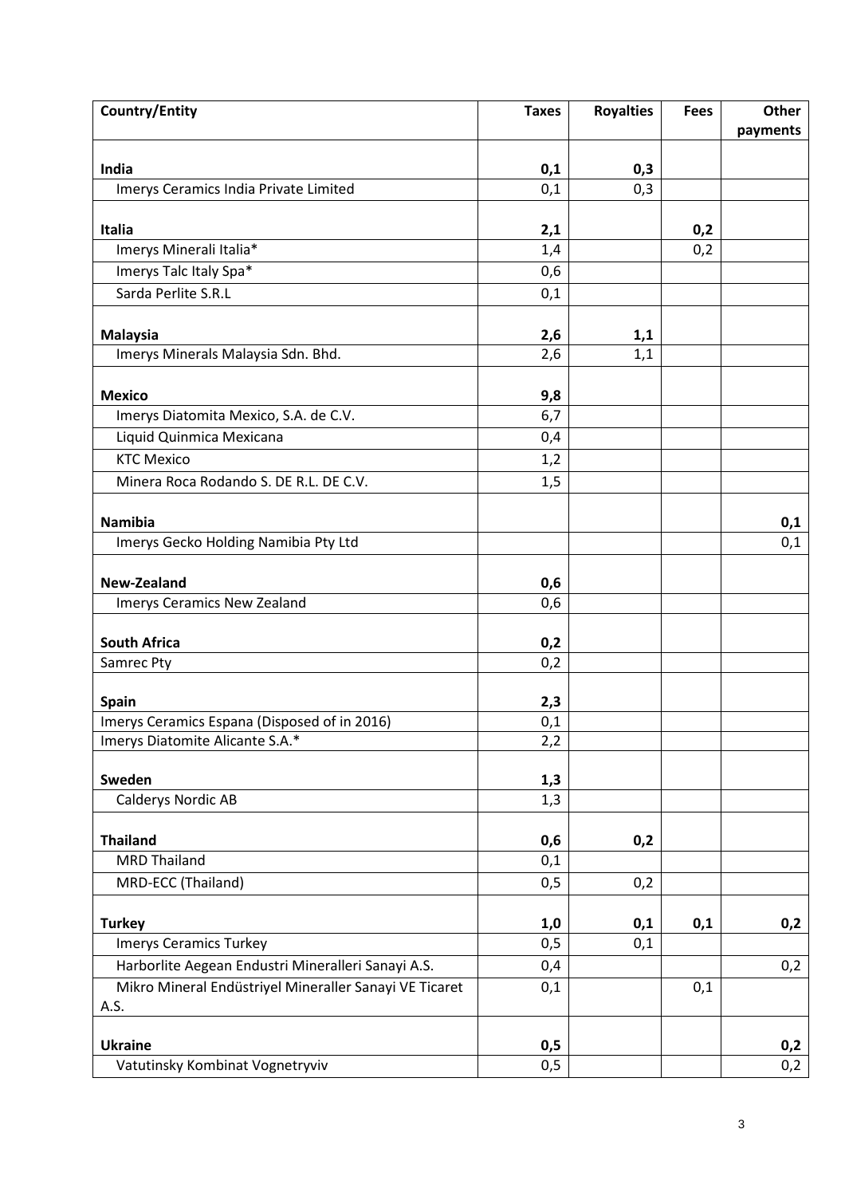| Country/Entity | Taxes | Royalties | Fees | Other payments |
|---|---|---|---|---|
| **India** | **0,1** | **0,3** | | |
| Imerys Ceramics India Private Limited | 0,1 | 0,3 | | |
| **Italia** | **2,1** | | **0,2** | |
| Imerys Minerali Italia* | 1,4 | | 0,2 | |
| Imerys Talc Italy Spa* | 0,6 | | | |
| Sarda Perlite S.R.L | 0,1 | | | |
| **Malaysia** | **2,6** | **1,1** | | |
| Imerys Minerals Malaysia Sdn. Bhd. | 2,6 | 1,1 | | |
| **Mexico** | **9,8** | | | |
| Imerys Diatomita Mexico, S.A. de C.V. | 6,7 | | | |
| Liquid Quinmica Mexicana | 0,4 | | | |
| KTC Mexico | 1,2 | | | |
| Minera Roca Rodando S. DE R.L. DE C.V. | 1,5 | | | |
| **Namibia** | | | | **0,1** |
| Imerys Gecko Holding Namibia Pty Ltd | | | | 0,1 |
| **New-Zealand** | **0,6** | | | |
| Imerys Ceramics New Zealand | 0,6 | | | |
| **South Africa** | **0,2** | | | |
| Samrec Pty | 0,2 | | | |
| **Spain** | **2,3** | | | |
| Imerys Ceramics Espana (Disposed of in 2016) | 0,1 | | | |
| Imerys Diatomite Alicante S.A.* | 2,2 | | | |
| **Sweden** | **1,3** | | | |
| Calderys Nordic AB | 1,3 | | | |
| **Thailand** | **0,6** | **0,2** | | |
| MRD Thailand | 0,1 | | | |
| MRD-ECC (Thailand) | 0,5 | 0,2 | | |
| **Turkey** | **1,0** | **0,1** | **0,1** | **0,2** |
| Imerys Ceramics Turkey | 0,5 | 0,1 | | |
| Harborlite Aegean Endustri Mineralleri Sanayi A.S. | 0,4 | | | 0,2 |
| Mikro Mineral Endüstriyel Mineraller Sanayi VE Ticaret A.S. | 0,1 | | 0,1 | |
| **Ukraine** | **0,5** | | | **0,2** |
| Vatutinsky Kombinat Vognetryviv | 0,5 | | | 0,2 |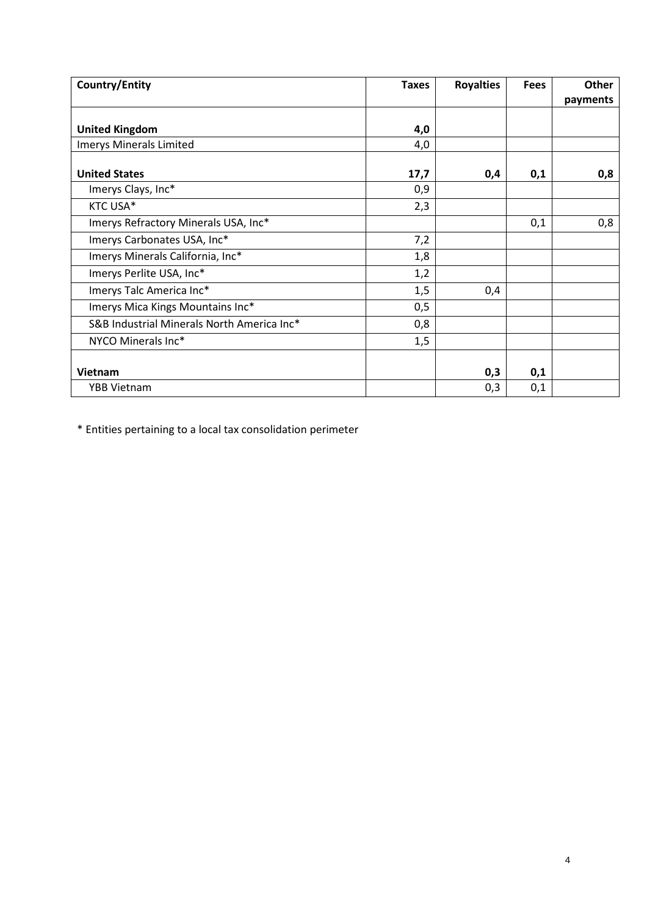| Country/Entity | Taxes | Royalties | Fees | Other payments |
|---|---|---|---|---|
| **United Kingdom** | **4,0** | | | |
| Imerys Minerals Limited | 4,0 | | | |
| **United States** | **17,7** | **0,4** | **0,1** | **0,8** |
| Imerys Clays, Inc* | 0,9 | | | |
| KTC USA* | 2,3 | | | |
| Imerys Refractory Minerals USA, Inc* | | | 0,1 | 0,8 |
| Imerys Carbonates USA, Inc* | 7,2 | | | |
| Imerys Minerals California, Inc* | 1,8 | | | |
| Imerys Perlite USA, Inc* | 1,2 | | | |
| Imerys Talc America Inc* | 1,5 | 0,4 | | |
| Imerys Mica Kings Mountains Inc* | 0,5 | | | |
| S&B Industrial Minerals North America Inc* | 0,8 | | | |
| NYCO Minerals Inc* | 1,5 | | | |
| **Vietnam** | | **0,3** | **0,1** | |
| YBB Vietnam | | 0,3 | 0,1 | |

* Entities pertaining to a local tax consolidation perimeter